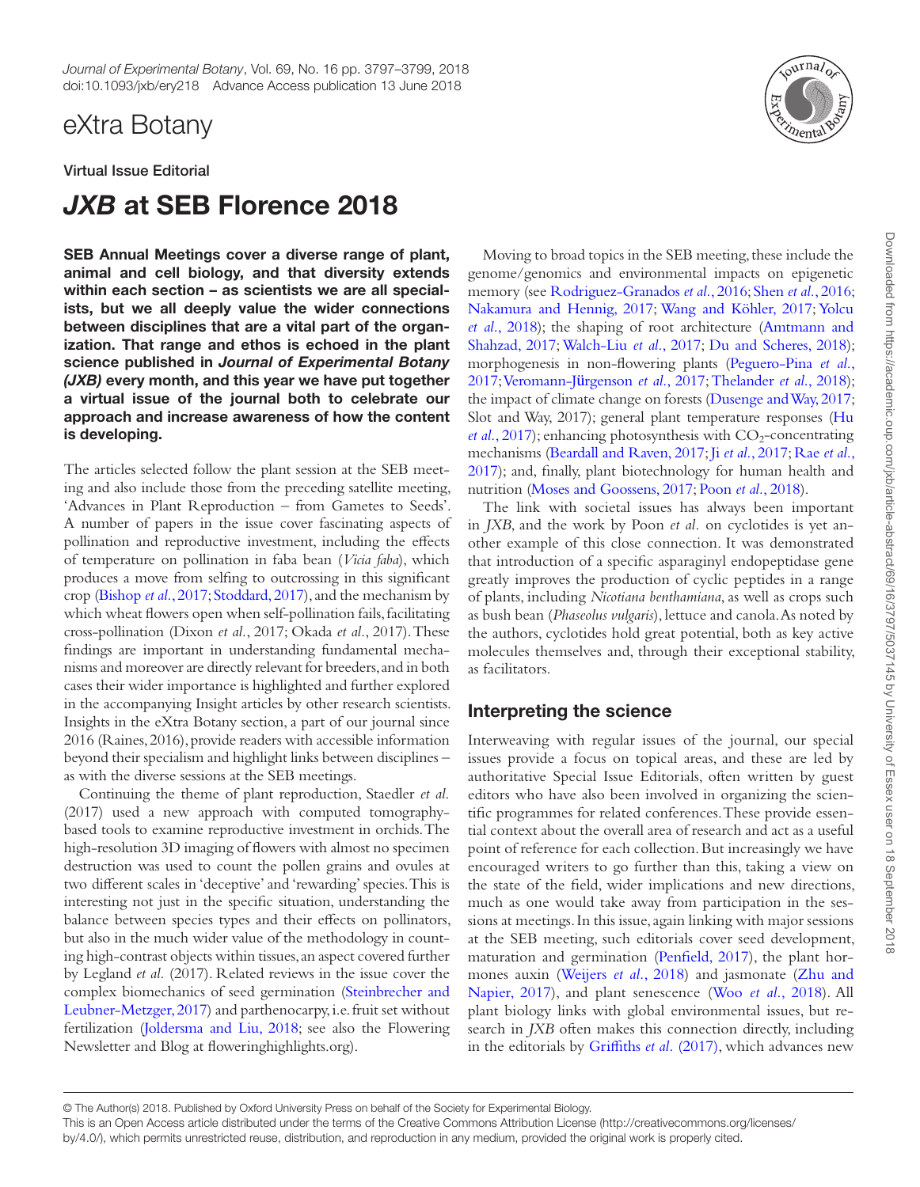eXtra Botany

Virtual Issue Editorial

# *JXB* at SEB Florence 2018

**SEB Annual Meetings cover a diverse range of plant, animal and cell biology, and that diversity extends within each section – as scientists we are all specialists, but we all deeply value the wider connections between disciplines that are a vital part of the organization. That range and ethos is echoed in the plant science published in *Journal of Experimental Botany (JXB)* every month, and this year we have put together a virtual issue of the journal both to celebrate our approach and increase awareness of how the content is developing.**

The articles selected follow the plant session at the SEB meeting and also include those from the preceding satellite meeting, 'Advances in Plant Reproduction – from Gametes to Seeds'. A number of papers in the issue cover fascinating aspects of pollination and reproductive investment, including the effects of temperature on pollination in faba bean (*Vicia faba*), which produces a move from selfing to outcrossing in this significant crop (Bishop *et al.*, 2017; Stoddard, 2017), and the mechanism by which wheat flowers open when self-pollination fails, facilitating cross-pollination (Dixon *et al.*, 2017; Okada *et al.*, 2017). These findings are important in understanding fundamental mechanisms and moreover are directly relevant for breeders, and in both cases their wider importance is highlighted and further explored in the accompanying Insight articles by other research scientists. Insights in the eXtra Botany section, a part of our journal since 2016 (Raines, 2016), provide readers with accessible information beyond their specialism and highlight links between disciplines – as with the diverse sessions at the SEB meetings.

Continuing the theme of plant reproduction, Staedler *et al.* (2017) used a new approach with computed tomography-based tools to examine reproductive investment in orchids. The high-resolution 3D imaging of flowers with almost no specimen destruction was used to count the pollen grains and ovules at two different scales in 'deceptive' and 'rewarding' species. This is interesting not just in the specific situation, understanding the balance between species types and their effects on pollinators, but also in the much wider value of the methodology in counting high-contrast objects within tissues, an aspect covered further by Legland *et al.* (2017). Related reviews in the issue cover the complex biomechanics of seed germination (Steinbrecher and Leubner-Metzger, 2017) and parthenocarpy, i.e. fruit set without fertilization (Joldersma and Liu, 2018; see also the Flowering Newsletter and Blog at floweringhighlights.org).

Moving to broad topics in the SEB meeting, these include the genome/genomics and environmental impacts on epigenetic memory (see Rodriguez-Granados *et al.*, 2016; Shen *et al.*, 2016; Nakamura and Hennig, 2017; Wang and Köhler, 2017; Yolcu *et al.*, 2018); the shaping of root architecture (Amtmann and Shahzad, 2017; Walch-Liu *et al.*, 2017; Du and Scheres, 2018); morphogenesis in non-flowering plants (Peguero-Pina *et al.*, 2017; Veromann-Jürgenson *et al.*, 2017; Thelander *et al.*, 2018); the impact of climate change on forests (Dusenge and Way, 2017; Slot and Way, 2017); general plant temperature responses (Hu *et al.*, 2017); enhancing photosynthesis with $CO_2$-concentrating mechanisms (Beardall and Raven, 2017; Ji *et al.*, 2017; Rae *et al.*, 2017); and, finally, plant biotechnology for human health and nutrition (Moses and Goossens, 2017; Poon *et al.*, 2018).

The link with societal issues has always been important in *JXB*, and the work by Poon *et al.* on cyclotides is yet another example of this close connection. It was demonstrated that introduction of a specific asparaginyl endopeptidase gene greatly improves the production of cyclic peptides in a range of plants, including *Nicotiana benthamiana*, as well as crops such as bush bean (*Phaseolus vulgaris*), lettuce and canola. As noted by the authors, cyclotides hold great potential, both as key active molecules themselves and, through their exceptional stability, as facilitators.

## Interpreting the science

Interweaving with regular issues of the journal, our special issues provide a focus on topical areas, and these are led by authoritative Special Issue Editorials, often written by guest editors who have also been involved in organizing the scientific programmes for related conferences. These provide essential context about the overall area of research and act as a useful point of reference for each collection. But increasingly we have encouraged writers to go further than this, taking a view on the state of the field, wider implications and new directions, much as one would take away from participation in the sessions at meetings. In this issue, again linking with major sessions at the SEB meeting, such editorials cover seed development, maturation and germination (Penfield, 2017), the plant hormones auxin (Weijers *et al.*, 2018) and jasmonate (Zhu and Napier, 2017), and plant senescence (Woo *et al.*, 2018). All plant biology links with global environmental issues, but research in *JXB* often makes this connection directly, including in the editorials by Griffiths *et al.* (2017), which advances new

© The Author(s) 2018. Published by Oxford University Press on behalf of the Society for Experimental Biology.
This is an Open Access article distributed under the terms of the Creative Commons Attribution License (http://creativecommons.org/licenses/by/4.0/), which permits unrestricted reuse, distribution, and reproduction in any medium, provided the original work is properly cited.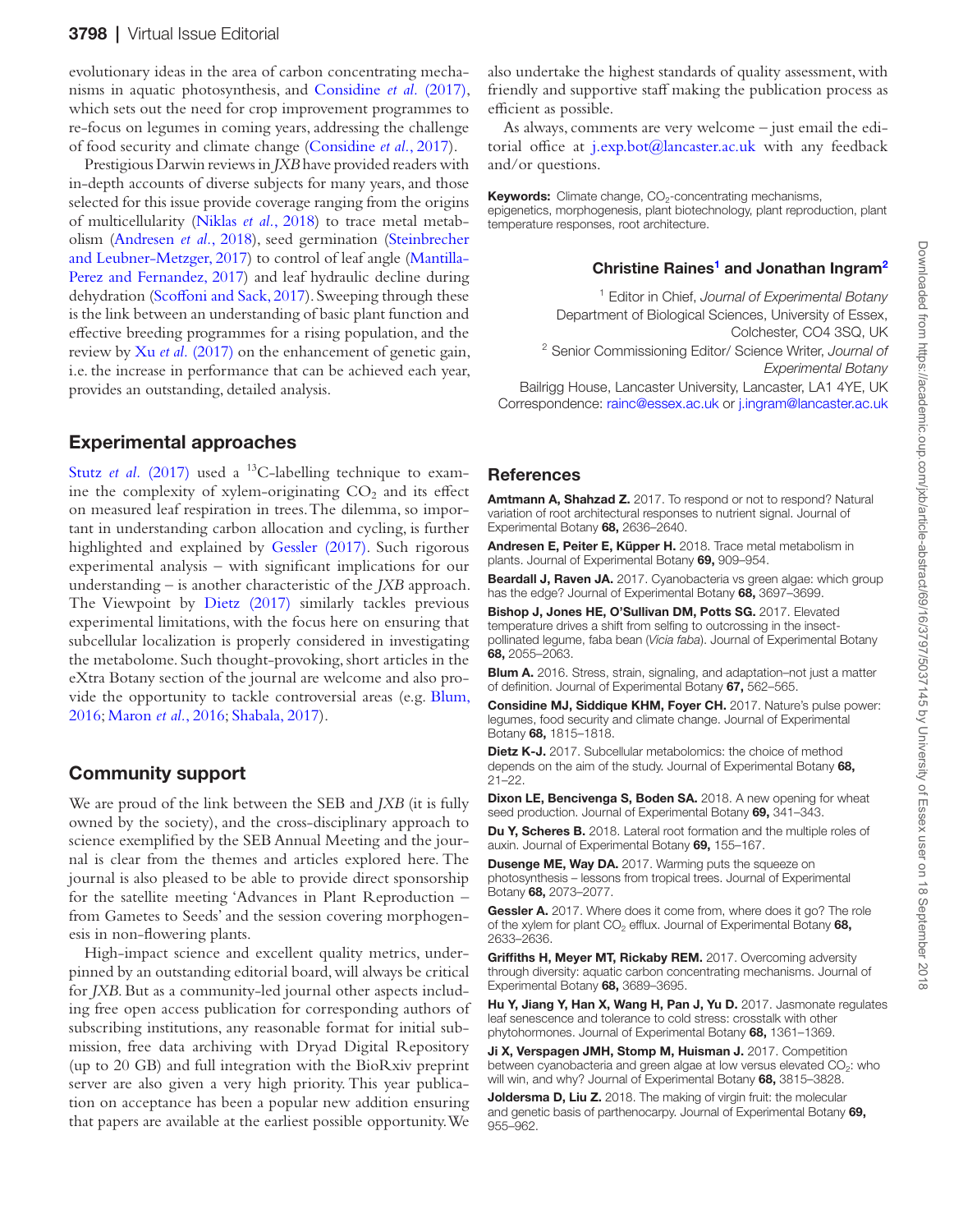evolutionary ideas in the area of carbon concentrating mechanisms in aquatic photosynthesis, and Considine *et al.* (2017), which sets out the need for crop improvement programmes to re-focus on legumes in coming years, addressing the challenge of food security and climate change (Considine *et al.*, 2017).

Prestigious Darwin reviews in *JXB* have provided readers with in-depth accounts of diverse subjects for many years, and those selected for this issue provide coverage ranging from the origins of multicellularity (Niklas *et al.*, 2018) to trace metal metabolism (Andresen *et al.*, 2018), seed germination (Steinbrecher and Leubner-Metzger, 2017) to control of leaf angle (Mantilla-Perez and Fernandez, 2017) and leaf hydraulic decline during dehydration (Scoffoni and Sack, 2017). Sweeping through these is the link between an understanding of basic plant function and effective breeding programmes for a rising population, and the review by Xu *et al.* (2017) on the enhancement of genetic gain, i.e. the increase in performance that can be achieved each year, provides an outstanding, detailed analysis.

## Experimental approaches

Stutz *et al.* (2017) used a $^{13}$C-labelling technique to examine the complexity of xylem-originating $CO_2$ and its effect on measured leaf respiration in trees. The dilemma, so important in understanding carbon allocation and cycling, is further highlighted and explained by Gessler (2017). Such rigorous experimental analysis – with significant implications for our understanding – is another characteristic of the *JXB* approach. The Viewpoint by Dietz (2017) similarly tackles previous experimental limitations, with the focus here on ensuring that subcellular localization is properly considered in investigating the metabolome. Such thought-provoking, short articles in the eXtra Botany section of the journal are welcome and also provide the opportunity to tackle controversial areas (e.g. Blum, 2016; Maron *et al.*, 2016; Shabala, 2017).

## Community support

We are proud of the link between the SEB and *JXB* (it is fully owned by the society), and the cross-disciplinary approach to science exemplified by the SEB Annual Meeting and the journal is clear from the themes and articles explored here. The journal is also pleased to be able to provide direct sponsorship for the satellite meeting 'Advances in Plant Reproduction – from Gametes to Seeds' and the session covering morphogenesis in non-flowering plants.

High-impact science and excellent quality metrics, underpinned by an outstanding editorial board, will always be critical for *JXB*. But as a community-led journal other aspects including free open access publication for corresponding authors of subscribing institutions, any reasonable format for initial submission, free data archiving with Dryad Digital Repository (up to 20 GB) and full integration with the BioRxiv preprint server are also given a very high priority. This year publication on acceptance has been a popular new addition ensuring that papers are available at the earliest possible opportunity. We also undertake the highest standards of quality assessment, with friendly and supportive staff making the publication process as efficient as possible.

As always, comments are very welcome – just email the editorial office at j.exp.bot@lancaster.ac.uk with any feedback and/or questions.

**Keywords:** Climate change, $CO_2$-concentrating mechanisms, epigenetics, morphogenesis, plant biotechnology, plant reproduction, plant temperature responses, root architecture.

**Christine Raines[1] and Jonathan Ingram[2]**

[1] Editor in Chief, *Journal of Experimental Botany*
Department of Biological Sciences, University of Essex, Colchester, CO4 3SQ, UK
[2] Senior Commissioning Editor/ Science Writer, *Journal of Experimental Botany*
Bailrigg House, Lancaster University, Lancaster, LA1 4YE, UK
Correspondence: rainc@essex.ac.uk or j.ingram@lancaster.ac.uk

## References

**Amtmann A, Shahzad Z.** 2017. To respond or not to respond? Natural variation of root architectural responses to nutrient signal. Journal of Experimental Botany **68,** 2636–2640.

**Andresen E, Peiter E, Küpper H.** 2018. Trace metal metabolism in plants. Journal of Experimental Botany **69,** 909–954.

**Beardall J, Raven JA.** 2017. Cyanobacteria vs green algae: which group has the edge? Journal of Experimental Botany **68,** 3697–3699.

**Bishop J, Jones HE, O'Sullivan DM, Potts SG.** 2017. Elevated temperature drives a shift from selfing to outcrossing in the insect-pollinated legume, faba bean (*Vicia faba*). Journal of Experimental Botany **68,** 2055–2063.

**Blum A.** 2016. Stress, strain, signaling, and adaptation–not just a matter of definition. Journal of Experimental Botany **67,** 562–565.

**Considine MJ, Siddique KHM, Foyer CH.** 2017. Nature's pulse power: legumes, food security and climate change. Journal of Experimental Botany **68,** 1815–1818.

**Dietz K-J.** 2017. Subcellular metabolomics: the choice of method depends on the aim of the study. Journal of Experimental Botany **68,** 21–22.

**Dixon LE, Bencivenga S, Boden SA.** 2018. A new opening for wheat seed production. Journal of Experimental Botany **69,** 341–343.

**Du Y, Scheres B.** 2018. Lateral root formation and the multiple roles of auxin. Journal of Experimental Botany **69,** 155–167.

**Dusenge ME, Way DA.** 2017. Warming puts the squeeze on photosynthesis – lessons from tropical trees. Journal of Experimental Botany **68,** 2073–2077.

**Gessler A.** 2017. Where does it come from, where does it go? The role of the xylem for plant $CO_2$ efflux. Journal of Experimental Botany **68,** 2633–2636.

**Griffiths H, Meyer MT, Rickaby REM.** 2017. Overcoming adversity through diversity: aquatic carbon concentrating mechanisms. Journal of Experimental Botany **68,** 3689–3695.

**Hu Y, Jiang Y, Han X, Wang H, Pan J, Yu D.** 2017. Jasmonate regulates leaf senescence and tolerance to cold stress: crosstalk with other phytohormones. Journal of Experimental Botany **68,** 1361–1369.

**Ji X, Verspagen JMH, Stomp M, Huisman J.** 2017. Competition between cyanobacteria and green algae at low versus elevated $CO_2$: who will win, and why? Journal of Experimental Botany **68,** 3815–3828.

**Joldersma D, Liu Z.** 2018. The making of virgin fruit: the molecular and genetic basis of parthenocarpy. Journal of Experimental Botany **69,** 955–962.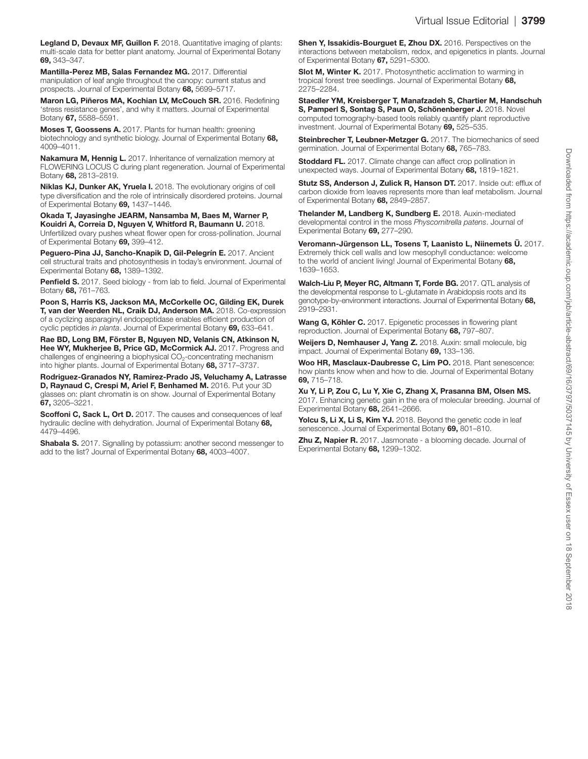**Legland D, Devaux MF, Guillon F.** 2018. Quantitative imaging of plants: multi-scale data for better plant anatomy. Journal of Experimental Botany **69,** 343–347.

**Mantilla-Perez MB, Salas Fernandez MG.** 2017. Differential manipulation of leaf angle throughout the canopy: current status and prospects. Journal of Experimental Botany **68,** 5699–5717.

**Maron LG, Piñeros MA, Kochian LV, McCouch SR.** 2016. Redefining 'stress resistance genes', and why it matters. Journal of Experimental Botany **67,** 5588–5591.

**Moses T, Goossens A.** 2017. Plants for human health: greening biotechnology and synthetic biology. Journal of Experimental Botany **68,** 4009–4011.

**Nakamura M, Hennig L.** 2017. Inheritance of vernalization memory at FLOWERING LOCUS C during plant regeneration. Journal of Experimental Botany **68,** 2813–2819.

**Niklas KJ, Dunker AK, Yruela I.** 2018. The evolutionary origins of cell type diversification and the role of intrinsically disordered proteins. Journal of Experimental Botany **69,** 1437–1446.

**Okada T, Jayasinghe JEARM, Nansamba M, Baes M, Warner P, Kouidri A, Correia D, Nguyen V, Whitford R, Baumann U.** 2018. Unfertilized ovary pushes wheat flower open for cross-pollination. Journal of Experimental Botany **69,** 399–412.

**Peguero-Pina JJ, Sancho-Knapik D, Gil-Pelegrín E.** 2017. Ancient cell structural traits and photosynthesis in today's environment. Journal of Experimental Botany **68,** 1389–1392.

**Penfield S.** 2017. Seed biology - from lab to field. Journal of Experimental Botany **68,** 761–763.

**Poon S, Harris KS, Jackson MA, McCorkelle OC, Gilding EK, Durek T, van der Weerden NL, Craik DJ, Anderson MA.** 2018. Co-expression of a cyclizing asparaginyl endopeptidase enables efficient production of cyclic peptides *in planta*. Journal of Experimental Botany **69,** 633–641.

**Rae BD, Long BM, Förster B, Nguyen ND, Velanis CN, Atkinson N, Hee WY, Mukherjee B, Price GD, McCormick AJ.** 2017. Progress and challenges of engineering a biophysical $CO_2$-concentrating mechanism into higher plants. Journal of Experimental Botany **68,** 3717–3737.

**Rodriguez-Granados NY, Ramirez-Prado JS, Veluchamy A, Latrasse D, Raynaud C, Crespi M, Ariel F, Benhamed M.** 2016. Put your 3D glasses on: plant chromatin is on show. Journal of Experimental Botany **67,** 3205–3221.

**Scoffoni C, Sack L, Ort D.** 2017. The causes and consequences of leaf hydraulic decline with dehydration. Journal of Experimental Botany **68,** 4479–4496.

**Shabala S.** 2017. Signalling by potassium: another second messenger to add to the list? Journal of Experimental Botany **68,** 4003–4007.

**Shen Y, Issakidis-Bourguet E, Zhou DX.** 2016. Perspectives on the interactions between metabolism, redox, and epigenetics in plants. Journal of Experimental Botany **67,** 5291–5300.

**Slot M, Winter K.** 2017. Photosynthetic acclimation to warming in tropical forest tree seedlings. Journal of Experimental Botany **68,** 2275–2284.

**Staedler YM, Kreisberger T, Manafzadeh S, Chartier M, Handschuh S, Pamperl S, Sontag S, Paun O, Schönenberger J.** 2018. Novel computed tomography-based tools reliably quantify plant reproductive investment. Journal of Experimental Botany **69,** 525–535.

**Steinbrecher T, Leubner-Metzger G.** 2017. The biomechanics of seed germination. Journal of Experimental Botany **68,** 765–783.

**Stoddard FL.** 2017. Climate change can affect crop pollination in unexpected ways. Journal of Experimental Botany **68,** 1819–1821.

**Stutz SS, Anderson J, Zulick R, Hanson DT.** 2017. Inside out: efflux of carbon dioxide from leaves represents more than leaf metabolism. Journal of Experimental Botany **68,** 2849–2857.

**Thelander M, Landberg K, Sundberg E.** 2018. Auxin-mediated developmental control in the moss *Physcomitrella patens*. Journal of Experimental Botany **69,** 277–290.

**Veromann-Jürgenson LL, Tosens T, Laanisto L, Niinemets Ü.** 2017. Extremely thick cell walls and low mesophyll conductance: welcome to the world of ancient living! Journal of Experimental Botany **68,** 1639–1653.

**Walch-Liu P, Meyer RC, Altmann T, Forde BG.** 2017. QTL analysis of the developmental response to L-glutamate in Arabidopsis roots and its genotype-by-environment interactions. Journal of Experimental Botany **68,** 2919–2931.

**Wang G, Köhler C.** 2017. Epigenetic processes in flowering plant reproduction. Journal of Experimental Botany **68,** 797–807.

**Weijers D, Nemhauser J, Yang Z.** 2018. Auxin: small molecule, big impact. Journal of Experimental Botany **69,** 133–136.

**Woo HR, Masclaux-Daubresse C, Lim PO.** 2018. Plant senescence: how plants know when and how to die. Journal of Experimental Botany **69,** 715–718.

**Xu Y, Li P, Zou C, Lu Y, Xie C, Zhang X, Prasanna BM, Olsen MS.** 2017. Enhancing genetic gain in the era of molecular breeding. Journal of Experimental Botany **68,** 2641–2666.

**Yolcu S, Li X, Li S, Kim YJ.** 2018. Beyond the genetic code in leaf senescence. Journal of Experimental Botany **69,** 801–810.

**Zhu Z, Napier R.** 2017. Jasmonate - a blooming decade. Journal of Experimental Botany **68,** 1299–1302.